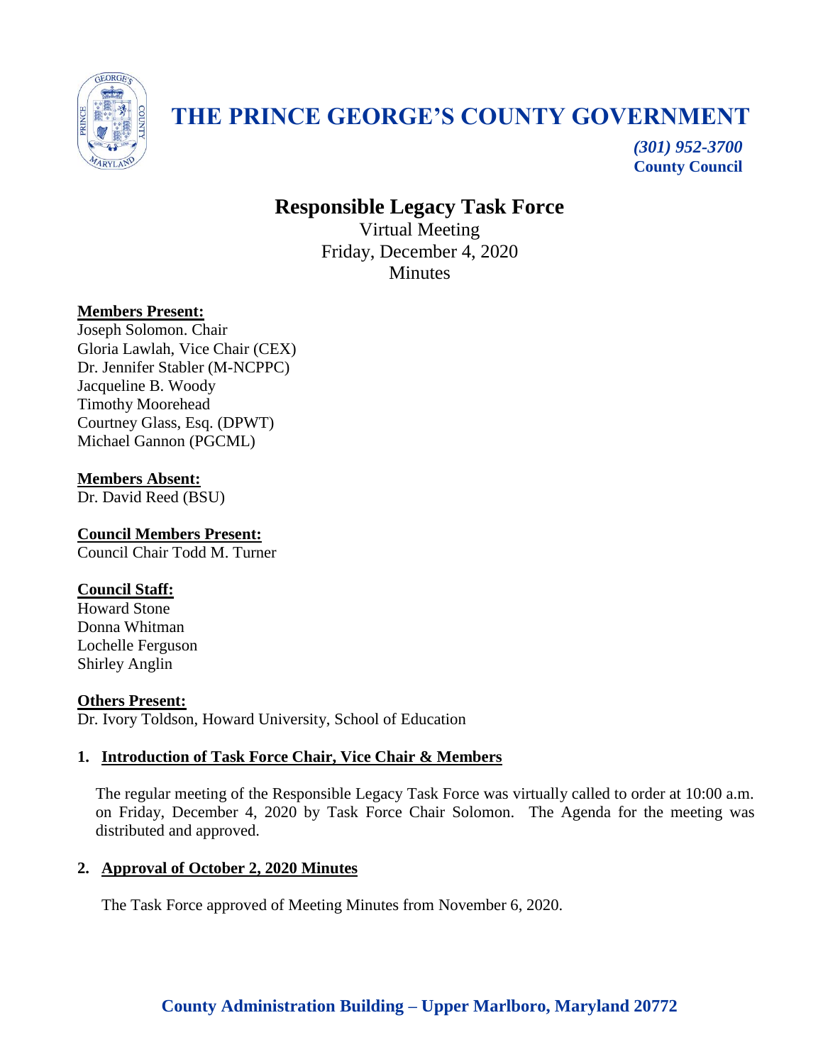# THE PRINCE GEORGE'S COUNTY GOVERNMENT

*(301) 952-3700*
**County Council**

## Responsible Legacy Task Force

Virtual Meeting
Friday, December 4, 2020
Minutes

**Members Present:**
Joseph Solomon. Chair
Gloria Lawlah, Vice Chair (CEX)
Dr. Jennifer Stabler (M-NCPPC)
Jacqueline B. Woody
Timothy Moorehead
Courtney Glass, Esq. (DPWT)
Michael Gannon (PGCML)

**Members Absent:**
Dr. David Reed (BSU)

**Council Members Present:**
Council Chair Todd M. Turner

**Council Staff:**
Howard Stone
Donna Whitman
Lochelle Ferguson
Shirley Anglin

**Others Present:**
Dr. Ivory Toldson, Howard University, School of Education

### 1. Introduction of Task Force Chair, Vice Chair & Members

The regular meeting of the Responsible Legacy Task Force was virtually called to order at 10:00 a.m. on Friday, December 4, 2020 by Task Force Chair Solomon. The Agenda for the meeting was distributed and approved.

### 2. Approval of October 2, 2020 Minutes

The Task Force approved of Meeting Minutes from November 6, 2020.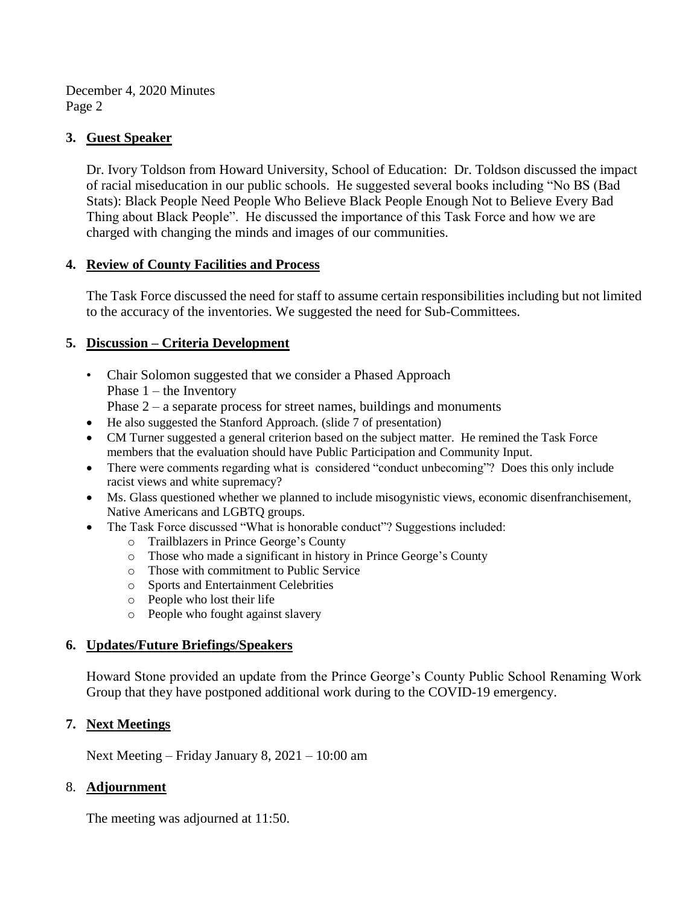### 3. Guest Speaker

Dr. Ivory Toldson from Howard University, School of Education: Dr. Toldson discussed the impact of racial miseducation in our public schools. He suggested several books including "No BS (Bad Stats): Black People Need People Who Believe Black People Enough Not to Believe Every Bad Thing about Black People". He discussed the importance of this Task Force and how we are charged with changing the minds and images of our communities.

### 4. Review of County Facilities and Process

The Task Force discussed the need for staff to assume certain responsibilities including but not limited to the accuracy of the inventories. We suggested the need for Sub-Committees.

### 5. Discussion – Criteria Development

- Chair Solomon suggested that we consider a Phased Approach
  Phase 1 – the Inventory
  Phase 2 – a separate process for street names, buildings and monuments
- He also suggested the Stanford Approach. (slide 7 of presentation)
- CM Turner suggested a general criterion based on the subject matter. He remined the Task Force members that the evaluation should have Public Participation and Community Input.
- There were comments regarding what is considered "conduct unbecoming"? Does this only include racist views and white supremacy?
- Ms. Glass questioned whether we planned to include misogynistic views, economic disenfranchisement, Native Americans and LGBTQ groups.
- The Task Force discussed "What is honorable conduct"? Suggestions included:
  - Trailblazers in Prince George's County
  - Those who made a significant in history in Prince George's County
  - Those with commitment to Public Service
  - Sports and Entertainment Celebrities
  - People who lost their life
  - People who fought against slavery

### 6. Updates/Future Briefings/Speakers

Howard Stone provided an update from the Prince George's County Public School Renaming Work Group that they have postponed additional work during to the COVID-19 emergency.

### 7. Next Meetings

Next Meeting – Friday January 8, 2021 – 10:00 am

### 8. Adjournment

The meeting was adjourned at 11:50.